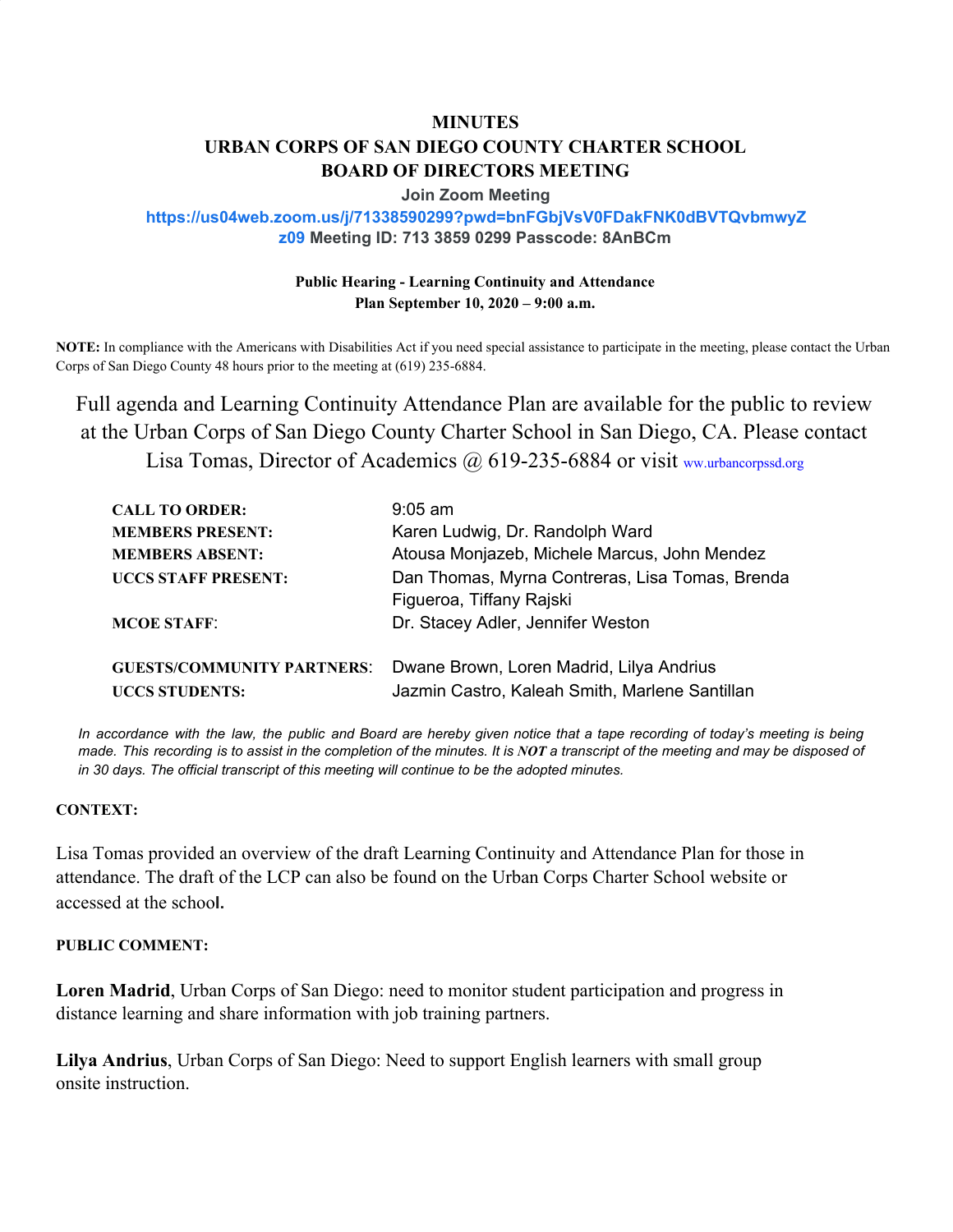# MINUTES
# URBAN CORPS OF SAN DIEGO COUNTY CHARTER SCHOOL
# BOARD OF DIRECTORS MEETING

**Join Zoom Meeting**

**https://us04web.zoom.us/j/71338590299?pwd=bnFGbjVsV0FDakFNK0dBVTQvbmwyZz09 Meeting ID: 713 3859 0299 Passcode: 8AnBCm**

**Public Hearing - Learning Continuity and Attendance Plan September 10, 2020 – 9:00 a.m.**

**NOTE:** In compliance with the Americans with Disabilities Act if you need special assistance to participate in the meeting, please contact the Urban Corps of San Diego County 48 hours prior to the meeting at (619) 235-6884.

Full agenda and Learning Continuity Attendance Plan are available for the public to review at the Urban Corps of San Diego County Charter School in San Diego, CA. Please contact Lisa Tomas, Director of Academics @ 619-235-6884 or visit ww.urbancorpssd.org

| | |
|---|---|
| **CALL TO ORDER:** | 9:05 am |
| **MEMBERS PRESENT:** | Karen Ludwig, Dr. Randolph Ward |
| **MEMBERS ABSENT:** | Atousa Monjazeb, Michele Marcus, John Mendez |
| **UCCS STAFF PRESENT:** | Dan Thomas, Myrna Contreras, Lisa Tomas, Brenda Figueroa, Tiffany Rajski |
| **MCOE STAFF**: | Dr. Stacey Adler, Jennifer Weston |
| **GUESTS/COMMUNITY PARTNERS**: | Dwane Brown, Loren Madrid, Lilya Andrius |
| **UCCS STUDENTS:** | Jazmin Castro, Kaleah Smith, Marlene Santillan |

*In accordance with the law, the public and Board are hereby given notice that a tape recording of today's meeting is being made. This recording is to assist in the completion of the minutes. It is **NOT** a transcript of the meeting and may be disposed of in 30 days. The official transcript of this meeting will continue to be the adopted minutes.*

**CONTEXT:**

Lisa Tomas provided an overview of the draft Learning Continuity and Attendance Plan for those in attendance. The draft of the LCP can also be found on the Urban Corps Charter School website or accessed at the school.

**PUBLIC COMMENT:**

**Loren Madrid**, Urban Corps of San Diego: need to monitor student participation and progress in distance learning and share information with job training partners.

**Lilya Andrius**, Urban Corps of San Diego: Need to support English learners with small group onsite instruction.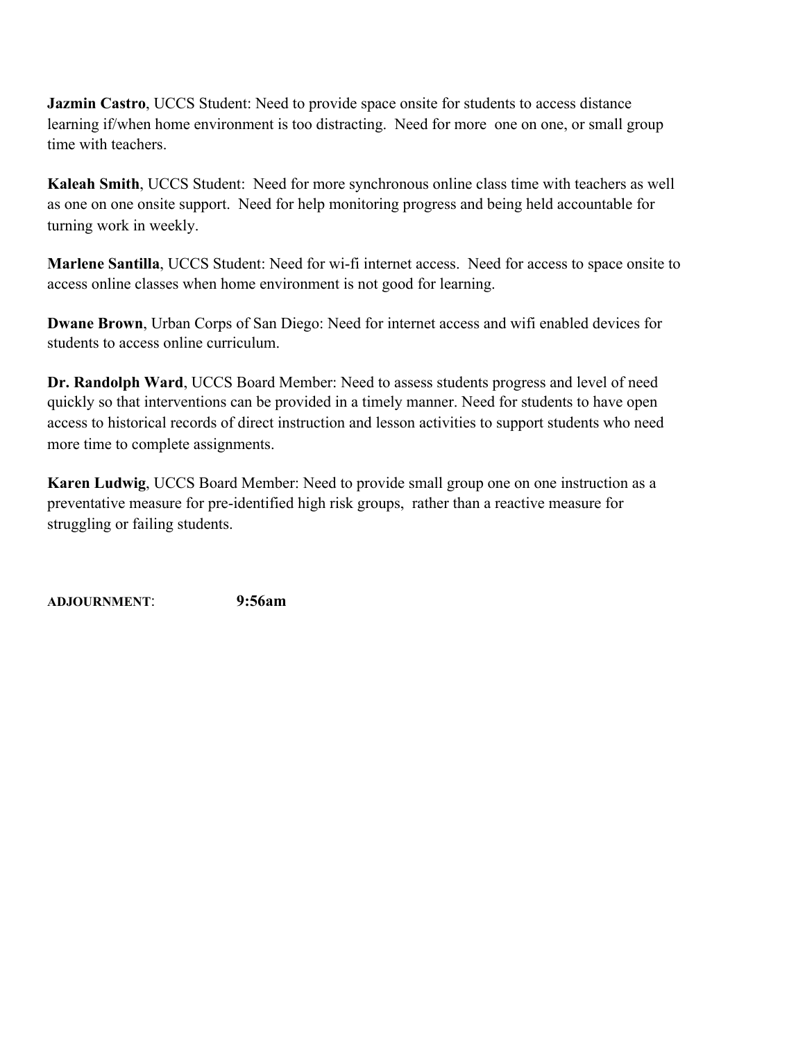**Jazmin Castro**, UCCS Student: Need to provide space onsite for students to access distance learning if/when home environment is too distracting. Need for more one on one, or small group time with teachers.

**Kaleah Smith**, UCCS Student: Need for more synchronous online class time with teachers as well as one on one onsite support. Need for help monitoring progress and being held accountable for turning work in weekly.

**Marlene Santilla**, UCCS Student: Need for wi-fi internet access. Need for access to space onsite to access online classes when home environment is not good for learning.

**Dwane Brown**, Urban Corps of San Diego: Need for internet access and wifi enabled devices for students to access online curriculum.

**Dr. Randolph Ward**, UCCS Board Member: Need to assess students progress and level of need quickly so that interventions can be provided in a timely manner. Need for students to have open access to historical records of direct instruction and lesson activities to support students who need more time to complete assignments.

**Karen Ludwig**, UCCS Board Member: Need to provide small group one on one instruction as a preventative measure for pre-identified high risk groups, rather than a reactive measure for struggling or failing students.

**ADJOURNMENT**: **9:56am**